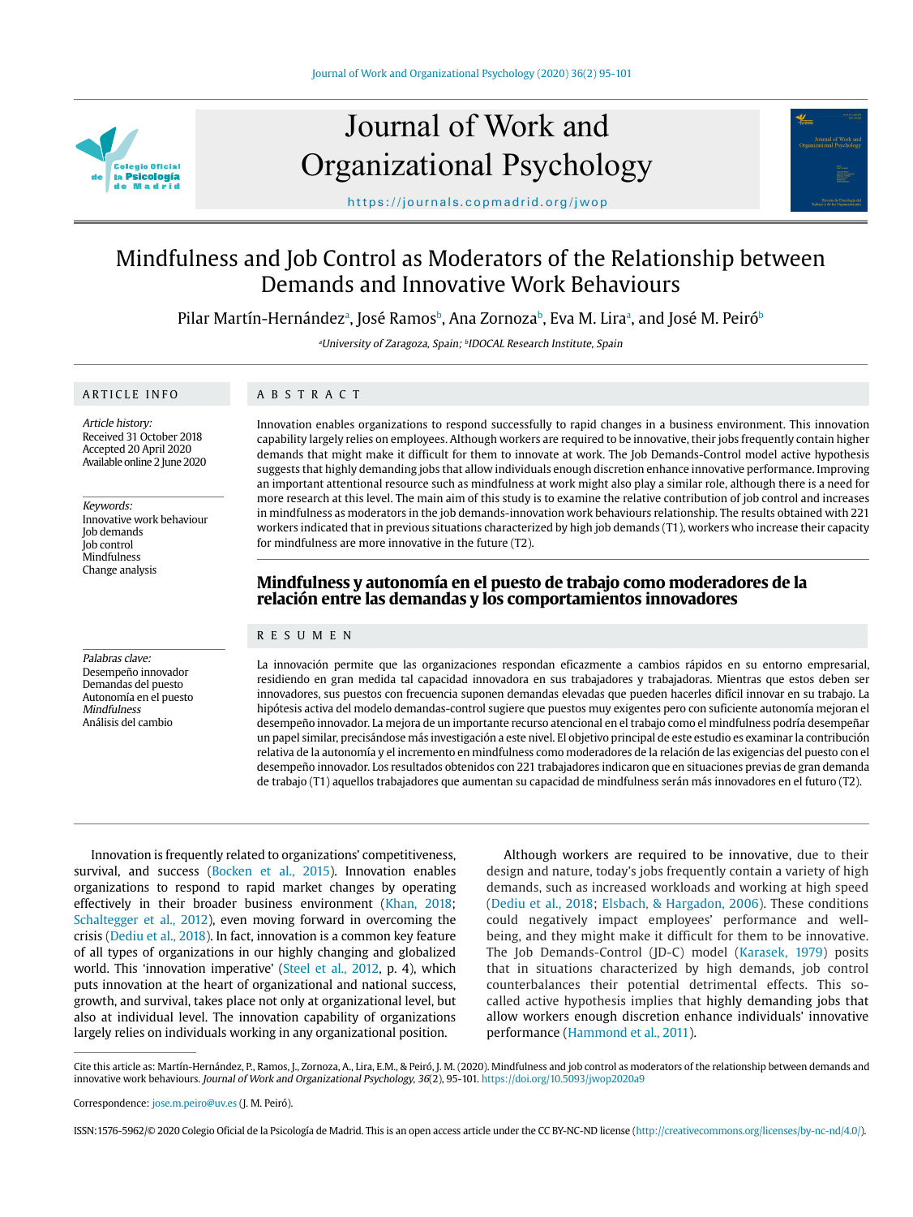# Mindfulness and Job Control as Moderators of the Relationship between Demands and Innovative Work Behaviours

Pilar Martín-Hernández[a], José Ramos[b], Ana Zornoza[b], Eva M. Lira[a], and José M. Peiró[b]

[a]University of Zaragoza, Spain; [b]IDOCAL Research Institute, Spain

## ARTICLE INFO

*Article history:*
Received 31 October 2018
Accepted 20 April 2020
Available online 2 June 2020

*Keywords:*
Innovative work behaviour
Job demands
Job control
Mindfulness
Change analysis

*Palabras clave:*
Desempeño innovador
Demandas del puesto
Autonomía en el puesto
*Mindfulness*
Análisis del cambio

## ABSTRACT

Innovation enables organizations to respond successfully to rapid changes in a business environment. This innovation capability largely relies on employees. Although workers are required to be innovative, their jobs frequently contain higher demands that might make it difficult for them to innovate at work. The Job Demands-Control model active hypothesis suggests that highly demanding jobs that allow individuals enough discretion enhance innovative performance. Improving an important attentional resource such as mindfulness at work might also play a similar role, although there is a need for more research at this level. The main aim of this study is to examine the relative contribution of job control and increases in mindfulness as moderators in the job demands-innovation work behaviours relationship. The results obtained with 221 workers indicated that in previous situations characterized by high job demands (T1), workers who increase their capacity for mindfulness are more innovative in the future (T2).

## Mindfulness y autonomía en el puesto de trabajo como moderadores de la relación entre las demandas y los comportamientos innovadores

## RESUMEN

La innovación permite que las organizaciones respondan eficazmente a cambios rápidos en su entorno empresarial, residiendo en gran medida tal capacidad innovadora en sus trabajadores y trabajadoras. Mientras que estos deben ser innovadores, sus puestos con frecuencia suponen demandas elevadas que pueden hacerles difícil innovar en su trabajo. La hipótesis activa del modelo demandas-control sugiere que puestos muy exigentes pero con suficiente autonomía mejoran el desempeño innovador. La mejora de un importante recurso atencional en el trabajo como el mindfulness podría desempeñar un papel similar, precisándose más investigación a este nivel. El objetivo principal de este estudio es examinar la contribución relativa de la autonomía y el incremento en mindfulness como moderadores de la relación de las exigencias del puesto con el desempeño innovador. Los resultados obtenidos con 221 trabajadores indicaron que en situaciones previas de gran demanda de trabajo (T1) aquellos trabajadores que aumentan su capacidad de mindfulness serán más innovadores en el futuro (T2).

Innovation is frequently related to organizations' competitiveness, survival, and success (Bocken et al., 2015). Innovation enables organizations to respond to rapid market changes by operating effectively in their broader business environment (Khan, 2018; Schaltegger et al., 2012), even moving forward in overcoming the crisis (Dediu et al., 2018). In fact, innovation is a common key feature of all types of organizations in our highly changing and globalized world. This 'innovation imperative' (Steel et al., 2012, p. 4), which puts innovation at the heart of organizational and national success, growth, and survival, takes place not only at organizational level, but also at individual level. The innovation capability of organizations largely relies on individuals working in any organizational position.

Although workers are required to be innovative, due to their design and nature, today's jobs frequently contain a variety of high demands, such as increased workloads and working at high speed (Dediu et al., 2018; Elsbach, & Hargadon, 2006). These conditions could negatively impact employees' performance and well-being, and they might make it difficult for them to be innovative. The Job Demands-Control (JD-C) model (Karasek, 1979) posits that in situations characterized by high demands, job control counterbalances their potential detrimental effects. This so-called active hypothesis implies that highly demanding jobs that allow workers enough discretion enhance individuals' innovative performance (Hammond et al., 2011).

Cite this article as: Martín-Hernández, P., Ramos, J., Zornoza, A., Lira, E.M., & Peiró, J. M. (2020). Mindfulness and job control as moderators of the relationship between demands and innovative work behaviours. *Journal of Work and Organizational Psychology, 36*(2), 95-101. https://doi.org/10.5093/jwop2020a9

Correspondence: jose.m.peiro@uv.es (J. M. Peiró).

ISSN:1576-5962/© 2020 Colegio Oficial de la Psicología de Madrid. This is an open access article under the CC BY-NC-ND license (http://creativecommons.org/licenses/by-nc-nd/4.0/).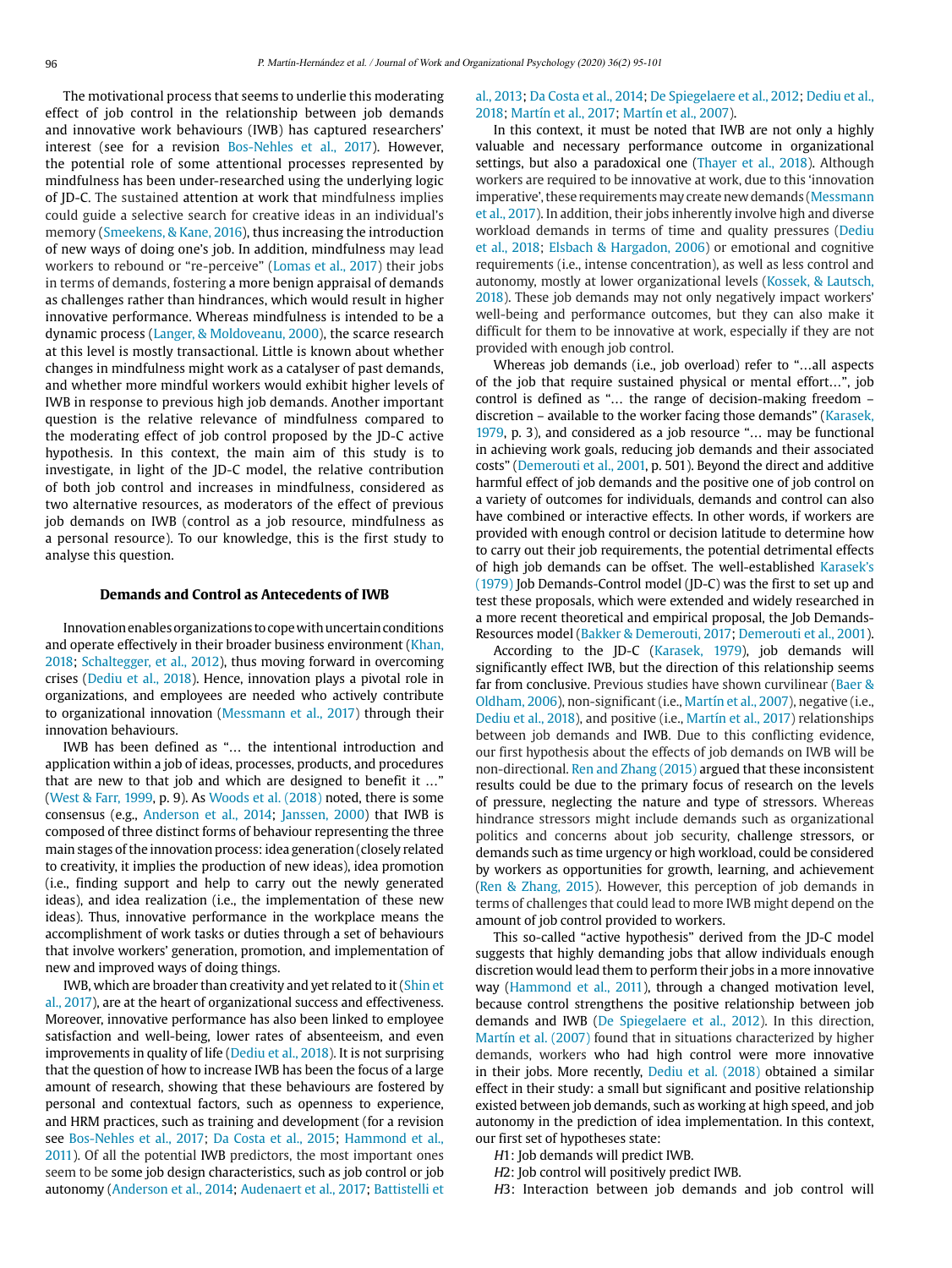The motivational process that seems to underlie this moderating effect of job control in the relationship between job demands and innovative work behaviours (IWB) has captured researchers' interest (see for a revision Bos-Nehles et al., 2017). However, the potential role of some attentional processes represented by mindfulness has been under-researched using the underlying logic of JD-C. The sustained attention at work that mindfulness implies could guide a selective search for creative ideas in an individual's memory (Smeekens, & Kane, 2016), thus increasing the introduction of new ways of doing one's job. In addition, mindfulness may lead workers to rebound or "re-perceive" (Lomas et al., 2017) their jobs in terms of demands, fostering a more benign appraisal of demands as challenges rather than hindrances, which would result in higher innovative performance. Whereas mindfulness is intended to be a dynamic process (Langer, & Moldoveanu, 2000), the scarce research at this level is mostly transactional. Little is known about whether changes in mindfulness might work as a catalyser of past demands, and whether more mindful workers would exhibit higher levels of IWB in response to previous high job demands. Another important question is the relative relevance of mindfulness compared to the moderating effect of job control proposed by the JD-C active hypothesis. In this context, the main aim of this study is to investigate, in light of the JD-C model, the relative contribution of both job control and increases in mindfulness, considered as two alternative resources, as moderators of the effect of previous job demands on IWB (control as a job resource, mindfulness as a personal resource). To our knowledge, this is the first study to analyse this question.

## Demands and Control as Antecedents of IWB

Innovation enables organizations to cope with uncertain conditions and operate effectively in their broader business environment (Khan, 2018; Schaltegger, et al., 2012), thus moving forward in overcoming crises (Dediu et al., 2018). Hence, innovation plays a pivotal role in organizations, and employees are needed who actively contribute to organizational innovation (Messmann et al., 2017) through their innovation behaviours.

IWB has been defined as "… the intentional introduction and application within a job of ideas, processes, products, and procedures that are new to that job and which are designed to benefit it …" (West & Farr, 1999, p. 9). As Woods et al. (2018) noted, there is some consensus (e.g., Anderson et al., 2014; Janssen, 2000) that IWB is composed of three distinct forms of behaviour representing the three main stages of the innovation process: idea generation (closely related to creativity, it implies the production of new ideas), idea promotion (i.e., finding support and help to carry out the newly generated ideas), and idea realization (i.e., the implementation of these new ideas). Thus, innovative performance in the workplace means the accomplishment of work tasks or duties through a set of behaviours that involve workers' generation, promotion, and implementation of new and improved ways of doing things.

IWB, which are broader than creativity and yet related to it (Shin et al., 2017), are at the heart of organizational success and effectiveness. Moreover, innovative performance has also been linked to employee satisfaction and well-being, lower rates of absenteeism, and even improvements in quality of life (Dediu et al., 2018). It is not surprising that the question of how to increase IWB has been the focus of a large amount of research, showing that these behaviours are fostered by personal and contextual factors, such as openness to experience, and HRM practices, such as training and development (for a revision see Bos-Nehles et al., 2017; Da Costa et al., 2015; Hammond et al., 2011). Of all the potential IWB predictors, the most important ones seem to be some job design characteristics, such as job control or job autonomy (Anderson et al., 2014; Audenaert et al., 2017; Battistelli et al., 2013; Da Costa et al., 2014; De Spiegelaere et al., 2012; Dediu et al., 2018; Martín et al., 2017; Martín et al., 2007).

In this context, it must be noted that IWB are not only a highly valuable and necessary performance outcome in organizational settings, but also a paradoxical one (Thayer et al., 2018). Although workers are required to be innovative at work, due to this 'innovation imperative', these requirements may create new demands (Messmann et al., 2017). In addition, their jobs inherently involve high and diverse workload demands in terms of time and quality pressures (Dediu et al., 2018; Elsbach & Hargadon, 2006) or emotional and cognitive requirements (i.e., intense concentration), as well as less control and autonomy, mostly at lower organizational levels (Kossek, & Lautsch, 2018). These job demands may not only negatively impact workers' well-being and performance outcomes, but they can also make it difficult for them to be innovative at work, especially if they are not provided with enough job control.

Whereas job demands (i.e., job overload) refer to "…all aspects of the job that require sustained physical or mental effort…", job control is defined as "… the range of decision-making freedom – discretion – available to the worker facing those demands" (Karasek, 1979, p. 3), and considered as a job resource "… may be functional in achieving work goals, reducing job demands and their associated costs" (Demerouti et al., 2001, p. 501). Beyond the direct and additive harmful effect of job demands and the positive one of job control on a variety of outcomes for individuals, demands and control can also have combined or interactive effects. In other words, if workers are provided with enough control or decision latitude to determine how to carry out their job requirements, the potential detrimental effects of high job demands can be offset. The well-established Karasek's (1979) Job Demands-Control model (JD-C) was the first to set up and test these proposals, which were extended and widely researched in a more recent theoretical and empirical proposal, the Job Demands-Resources model (Bakker & Demerouti, 2017; Demerouti et al., 2001).

According to the JD-C (Karasek, 1979), job demands will significantly effect IWB, but the direction of this relationship seems far from conclusive. Previous studies have shown curvilinear (Baer & Oldham, 2006), non-significant (i.e., Martín et al., 2007), negative (i.e., Dediu et al., 2018), and positive (i.e., Martín et al., 2017) relationships between job demands and IWB. Due to this conflicting evidence, our first hypothesis about the effects of job demands on IWB will be non-directional. Ren and Zhang (2015) argued that these inconsistent results could be due to the primary focus of research on the levels of pressure, neglecting the nature and type of stressors. Whereas hindrance stressors might include demands such as organizational politics and concerns about job security, challenge stressors, or demands such as time urgency or high workload, could be considered by workers as opportunities for growth, learning, and achievement (Ren & Zhang, 2015). However, this perception of job demands in terms of challenges that could lead to more IWB might depend on the amount of job control provided to workers.

This so-called "active hypothesis" derived from the JD-C model suggests that highly demanding jobs that allow individuals enough discretion would lead them to perform their jobs in a more innovative way (Hammond et al., 2011), through a changed motivation level, because control strengthens the positive relationship between job demands and IWB (De Spiegelaere et al., 2012). In this direction, Martín et al. (2007) found that in situations characterized by higher demands, workers who had high control were more innovative in their jobs. More recently, Dediu et al. (2018) obtained a similar effect in their study: a small but significant and positive relationship existed between job demands, such as working at high speed, and job autonomy in the prediction of idea implementation. In this context, our first set of hypotheses state:

*H*1: Job demands will predict IWB.

*H*2: Job control will positively predict IWB.

*H*3: Interaction between job demands and job control will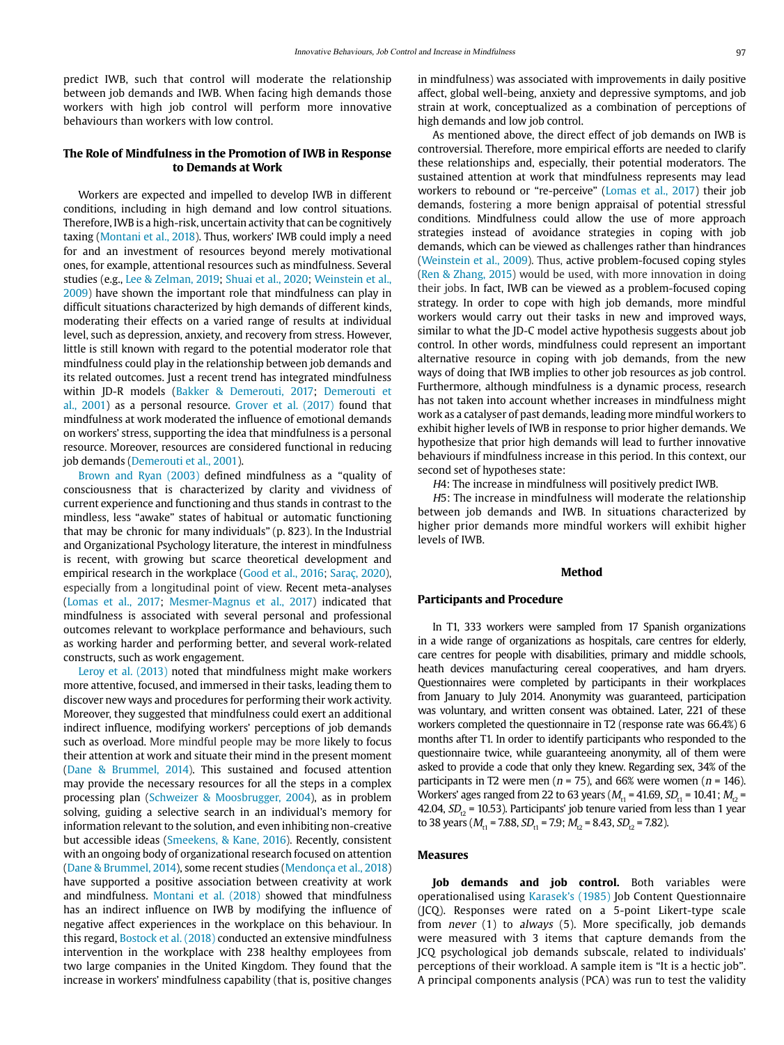predict IWB, such that control will moderate the relationship between job demands and IWB. When facing high demands those workers with high job control will perform more innovative behaviours than workers with low control.

## The Role of Mindfulness in the Promotion of IWB in Response to Demands at Work

Workers are expected and impelled to develop IWB in different conditions, including in high demand and low control situations. Therefore, IWB is a high-risk, uncertain activity that can be cognitively taxing (Montani et al., 2018). Thus, workers' IWB could imply a need for and an investment of resources beyond merely motivational ones, for example, attentional resources such as mindfulness. Several studies (e.g., Lee & Zelman, 2019; Shuai et al., 2020; Weinstein et al., 2009) have shown the important role that mindfulness can play in difficult situations characterized by high demands of different kinds, moderating their effects on a varied range of results at individual level, such as depression, anxiety, and recovery from stress. However, little is still known with regard to the potential moderator role that mindfulness could play in the relationship between job demands and its related outcomes. Just a recent trend has integrated mindfulness within JD-R models (Bakker & Demerouti, 2017; Demerouti et al., 2001) as a personal resource. Grover et al. (2017) found that mindfulness at work moderated the influence of emotional demands on workers' stress, supporting the idea that mindfulness is a personal resource. Moreover, resources are considered functional in reducing job demands (Demerouti et al., 2001).

Brown and Ryan (2003) defined mindfulness as a "quality of consciousness that is characterized by clarity and vividness of current experience and functioning and thus stands in contrast to the mindless, less "awake" states of habitual or automatic functioning that may be chronic for many individuals" (p. 823). In the Industrial and Organizational Psychology literature, the interest in mindfulness is recent, with growing but scarce theoretical development and empirical research in the workplace (Good et al., 2016; Saraç, 2020), especially from a longitudinal point of view. Recent meta-analyses (Lomas et al., 2017; Mesmer-Magnus et al., 2017) indicated that mindfulness is associated with several personal and professional outcomes relevant to workplace performance and behaviours, such as working harder and performing better, and several work-related constructs, such as work engagement.

Leroy et al. (2013) noted that mindfulness might make workers more attentive, focused, and immersed in their tasks, leading them to discover new ways and procedures for performing their work activity. Moreover, they suggested that mindfulness could exert an additional indirect influence, modifying workers' perceptions of job demands such as overload. More mindful people may be more likely to focus their attention at work and situate their mind in the present moment (Dane & Brummel, 2014). This sustained and focused attention may provide the necessary resources for all the steps in a complex processing plan (Schweizer & Moosbrugger, 2004), as in problem solving, guiding a selective search in an individual's memory for information relevant to the solution, and even inhibiting non-creative but accessible ideas (Smeekens, & Kane, 2016). Recently, consistent with an ongoing body of organizational research focused on attention (Dane & Brummel, 2014), some recent studies (Mendonça et al., 2018) have supported a positive association between creativity at work and mindfulness. Montani et al. (2018) showed that mindfulness has an indirect influence on IWB by modifying the influence of negative affect experiences in the workplace on this behaviour. In this regard, Bostock et al. (2018) conducted an extensive mindfulness intervention in the workplace with 238 healthy employees from two large companies in the United Kingdom. They found that the increase in workers' mindfulness capability (that is, positive changes in mindfulness) was associated with improvements in daily positive affect, global well-being, anxiety and depressive symptoms, and job strain at work, conceptualized as a combination of perceptions of high demands and low job control.

As mentioned above, the direct effect of job demands on IWB is controversial. Therefore, more empirical efforts are needed to clarify these relationships and, especially, their potential moderators. The sustained attention at work that mindfulness represents may lead workers to rebound or "re-perceive" (Lomas et al., 2017) their job demands, fostering a more benign appraisal of potential stressful conditions. Mindfulness could allow the use of more approach strategies instead of avoidance strategies in coping with job demands, which can be viewed as challenges rather than hindrances (Weinstein et al., 2009). Thus, active problem-focused coping styles (Ren & Zhang, 2015) would be used, with more innovation in doing their jobs. In fact, IWB can be viewed as a problem-focused coping strategy. In order to cope with high job demands, more mindful workers would carry out their tasks in new and improved ways, similar to what the JD-C model active hypothesis suggests about job control. In other words, mindfulness could represent an important alternative resource in coping with job demands, from the new ways of doing that IWB implies to other job resources as job control. Furthermore, although mindfulness is a dynamic process, research has not taken into account whether increases in mindfulness might work as a catalyser of past demands, leading more mindful workers to exhibit higher levels of IWB in response to prior higher demands. We hypothesize that prior high demands will lead to further innovative behaviours if mindfulness increase in this period. In this context, our second set of hypotheses state:

*H4*: The increase in mindfulness will positively predict IWB.

*H5*: The increase in mindfulness will moderate the relationship between job demands and IWB. In situations characterized by higher prior demands more mindful workers will exhibit higher levels of IWB.

# Method

## Participants and Procedure

In T1, 333 workers were sampled from 17 Spanish organizations in a wide range of organizations as hospitals, care centres for elderly, care centres for people with disabilities, primary and middle schools, heath devices manufacturing cereal cooperatives, and ham dryers. Questionnaires were completed by participants in their workplaces from January to July 2014. Anonymity was guaranteed, participation was voluntary, and written consent was obtained. Later, 221 of these workers completed the questionnaire in T2 (response rate was 66.4%) 6 months after T1. In order to identify participants who responded to the questionnaire twice, while guaranteeing anonymity, all of them were asked to provide a code that only they knew. Regarding sex, 34% of the participants in T2 were men ($n$ = 75), and 66% were women ($n$ = 146). Workers' ages ranged from 22 to 63 years ($M_{t1}$ = 41.69, $SD_{t1}$ = 10.41; $M_{t2}$ = 42.04, $SD_{t2}$ = 10.53). Participants' job tenure varied from less than 1 year to 38 years ($M_{t1}$ = 7.88, $SD_{t1}$ = 7.9; $M_{t2}$ = 8.43, $SD_{t2}$ = 7.82).

## Measures

**Job demands and job control.** Both variables were operationalised using Karasek's (1985) Job Content Questionnaire (JCQ). Responses were rated on a 5-point Likert-type scale from *never* (1) to *always* (5). More specifically, job demands were measured with 3 items that capture demands from the JCQ psychological job demands subscale, related to individuals' perceptions of their workload. A sample item is "It is a hectic job". A principal components analysis (PCA) was run to test the validity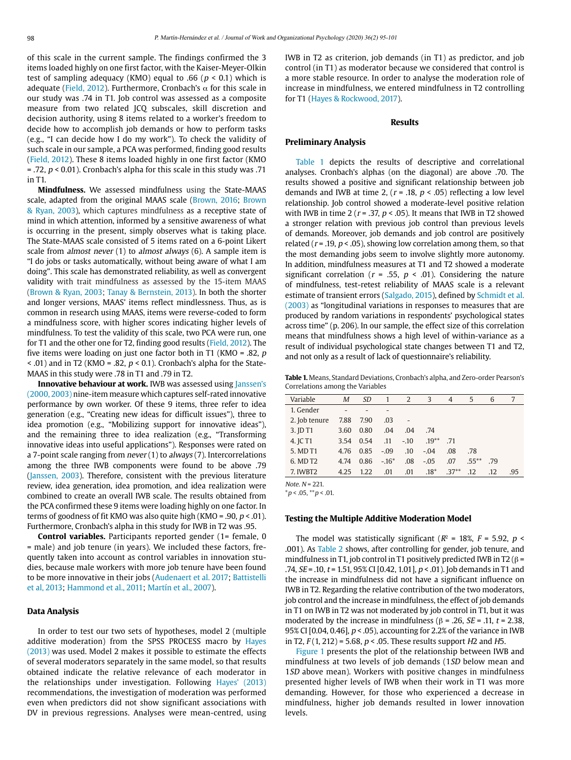of this scale in the current sample. The findings confirmed the 3 items loaded highly on one first factor, with the Kaiser-Meyer-Olkin test of sampling adequacy (KMO) equal to .66 ($p < 0.1$) which is adequate (Field, 2012). Furthermore, Cronbach's α for this scale in our study was .74 in T1. Job control was assessed as a composite measure from two related JCQ subscales, skill discretion and decision authority, using 8 items related to a worker's freedom to decide how to accomplish job demands or how to perform tasks (e.g., "I can decide how I do my work"). To check the validity of such scale in our sample, a PCA was performed, finding good results (Field, 2012). These 8 items loaded highly in one first factor (KMO = .72, $p < 0.01$). Cronbach's alpha for this scale in this study was .71 in T1.

**Mindfulness.** We assessed mindfulness using the State-MAAS scale, adapted from the original MAAS scale (Brown, 2016; Brown & Ryan, 2003), which captures mindfulness as a receptive state of mind in which attention, informed by a sensitive awareness of what is occurring in the present, simply observes what is taking place. The State-MAAS scale consisted of 5 items rated on a 6-point Likert scale from *almost never* (1) to *almost always* (6). A sample item is "I do jobs or tasks automatically, without being aware of what I am doing". This scale has demonstrated reliability, as well as convergent validity with trait mindfulness as assessed by the 15-item MAAS (Brown & Ryan, 2003; Tanay & Bernstein, 2013). In both the shorter and longer versions, MAAS' items reflect mindlessness. Thus, as is common in research using MAAS, items were reverse-coded to form a mindfulness score, with higher scores indicating higher levels of mindfulness. To test the validity of this scale, two PCA were run, one for T1 and the other one for T2, finding good results (Field, 2012). The five items were loading on just one factor both in T1 (KMO = .82, $p < .01$) and in T2 (KMO = .82, $p < 0.1$). Cronbach's alpha for the State-MAAS in this study were .78 in T1 and .79 in T2.

**Innovative behaviour at work.** IWB was assessed using Janssen's (2000, 2003) nine-item measure which captures self-rated innovative performance by own worker. Of these 9 items, three refer to idea generation (e.g., "Creating new ideas for difficult issues"), three to idea promotion (e.g., "Mobilizing support for innovative ideas"), and the remaining three to idea realization (e.g., "Transforming innovative ideas into useful applications"). Responses were rated on a 7-point scale ranging from *never* (1) to *always* (7). Intercorrelations among the three IWB components were found to be above .79 (Janssen, 2003). Therefore, consistent with the previous literature review, idea generation, idea promotion, and idea realization were combined to create an overall IWB scale. The results obtained from the PCA confirmed these 9 items were loading highly on one factor. In terms of goodness of fit KMO was also quite high (KMO = .90, $p < .01$). Furthermore, Cronbach's alpha in this study for IWB in T2 was .95.

**Control variables.** Participants reported gender (1= female, 0 = male) and job tenure (in years). We included these factors, frequently taken into account as control variables in innovation studies, because male workers with more job tenure have been found to be more innovative in their jobs (Audenaert et al. 2017; Battistelli et al, 2013; Hammond et al., 2011; Martín et al., 2007).

## Data Analysis

In order to test our two sets of hypotheses, model 2 (multiple additive moderation) from the SPSS PROCESS macro by Hayes (2013) was used. Model 2 makes it possible to estimate the effects of several moderators separately in the same model, so that results obtained indicate the relative relevance of each moderator in the relationships under investigation. Following Hayes' (2013) recommendations, the investigation of moderation was performed even when predictors did not show significant associations with DV in previous regressions. Analyses were mean-centred, using IWB in T2 as criterion, job demands (in T1) as predictor, and job control (in T1) as moderator because we considered that control is a more stable resource. In order to analyse the moderation role of increase in mindfulness, we entered mindfulness in T2 controlling for T1 (Hayes & Rockwood, 2017).

# Results

## Preliminary Analysis

Table 1 depicts the results of descriptive and correlational analyses. Cronbach's alphas (on the diagonal) are above .70. The results showed a positive and significant relationship between job demands and IWB at time 2, ($r$ = .18, $p < .05$) reflecting a low level relationship. Job control showed a moderate-level positive relation with IWB in time 2 ($r$ = .37, $p < .05$). It means that IWB in T2 showed a stronger relation with previous job control than previous levels of demands. Moreover, job demands and job control are positively related ($r$ = .19, $p < .05$), showing low correlation among them, so that the most demanding jobs seem to involve slightly more autonomy. In addition, mindfulness measures at T1 and T2 showed a moderate significant correlation ($r$ = .55, $p < .01$). Considering the nature of mindfulness, test-retest reliability of MAAS scale is a relevant estimate of transient errors (Salgado, 2015), defined by Schmidt et al. (2003) as "longitudinal variations in responses to measures that are produced by random variations in respondents' psychological states across time" (p. 206). In our sample, the effect size of this correlation means that mindfulness shows a high level of within-variance as a result of individual psychological state changes between T1 and T2, and not only as a result of lack of questionnaire's reliability.

**Table 1.** Means, Standard Deviations, Cronbach's alpha, and Zero-order Pearson's Correlations among the Variables

| Variable | *M* | *SD* | 1 | 2 | 3 | 4 | 5 | 6 | 7 |
|---|---|---|---|---|---|---|---|---|---|
| 1. Gender | - | - | - | | | | | | |
| 2. Job tenure | 7.88 | 7.90 | .03 | - | | | | | |
| 3. JD T1 | 3.60 | 0.80 | .04 | .04 | .74 | | | | |
| 4. JC T1 | 3.54 | 0.54 | .11 | -.10 | .19** | .71 | | | |
| 5. MD T1 | 4.76 | 0.85 | -.09 | .10 | -.04 | .08 | .78 | | |
| 6. MD T2 | 4.74 | 0.86 | -.16* | .08 | -.05 | .07 | .55** | .79 | |
| 7. IWBT2 | 4.25 | 1.22 | .01 | .01 | .18* | .37** | .12 | .12 | .95 |

*Note.* $N$ = 221.
*$p < .05$, **$p < .01$.

## Testing the Multiple Additive Moderation Model

The model was statistically significant ($R^2$ = 18%, $F$ = 5.92, $p < .001$). As Table 2 shows, after controlling for gender, job tenure, and mindfulness in T1, job control in T1 positively predicted IWB in T2 (β = .74, $SE$ = .10, $t$ = 1.51, 95% CI [0.42, 1.01], $p < .01$). Job demands in T1 and the increase in mindfulness did not have a significant influence on IWB in T2. Regarding the relative contribution of the two moderators, job control and the increase in mindfulness, the effect of job demands in T1 on IWB in T2 was not moderated by job control in T1, but it was moderated by the increase in mindfulness (β = .26, $SE$ = .11, $t$ = 2.38, 95% CI [0.04, 0.46], $p < .05$), accounting for 2.2% of the variance in IWB in T2, $F$(1, 212) = 5.68, $p < .05$. These results support *H2* and *H5*.

Figure 1 presents the plot of the relationship between IWB and mindfulness at two levels of job demands (1*SD* below mean and 1*SD* above mean). Workers with positive changes in mindfulness presented higher levels of IWB when their work in T1 was more demanding. However, for those who experienced a decrease in mindfulness, higher job demands resulted in lower innovation levels.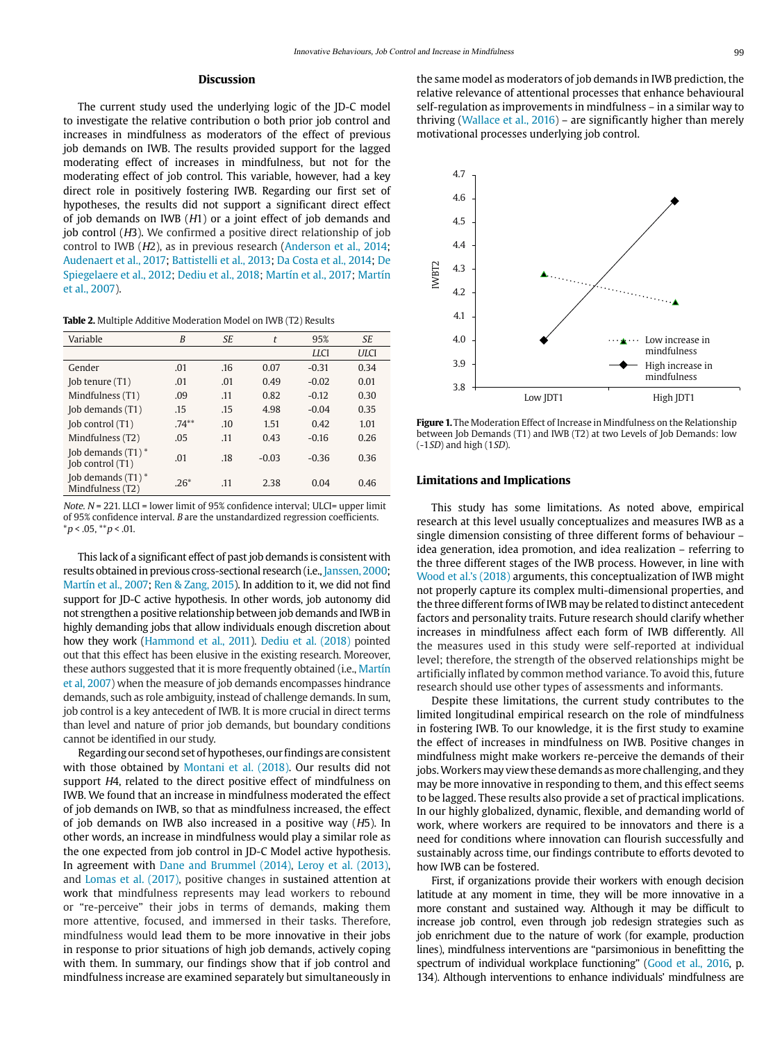## Discussion

The current study used the underlying logic of the JD-C model to investigate the relative contribution o both prior job control and increases in mindfulness as moderators of the effect of previous job demands on IWB. The results provided support for the lagged moderating effect of increases in mindfulness, but not for the moderating effect of job control. This variable, however, had a key direct role in positively fostering IWB. Regarding our first set of hypotheses, the results did not support a significant direct effect of job demands on IWB (*H*1) or a joint effect of job demands and job control (*H*3). We confirmed a positive direct relationship of job control to IWB (*H*2), as in previous research (Anderson et al., 2014; Audenaert et al., 2017; Battistelli et al., 2013; Da Costa et al., 2014; De Spiegelaere et al., 2012; Dediu et al., 2018; Martín et al., 2017; Martín et al., 2007).

**Table 2.** Multiple Additive Moderation Model on IWB (T2) Results

| Variable | *B* | *SE* | *t* | 95% *LLCI* | *SE* *ULCI* |
|---|---|---|---|---|---|
| Gender | .01 | .16 | 0.07 | -0.31 | 0.34 |
| Job tenure (T1) | .01 | .01 | 0.49 | -0.02 | 0.01 |
| Mindfulness (T1) | .09 | .11 | 0.82 | -0.12 | 0.30 |
| Job demands (T1) | .15 | .15 | 4.98 | -0.04 | 0.35 |
| Job control (T1) | .74** | .10 | 1.51 | 0.42 | 1.01 |
| Mindfulness (T2) | .05 | .11 | 0.43 | -0.16 | 0.26 |
| Job demands (T1) * Job control (T1) | .01 | .18 | -0.03 | -0.36 | 0.36 |
| Job demands (T1) * Mindfulness (T2) | .26* | .11 | 2.38 | 0.04 | 0.46 |

*Note.* *N* = 221. LLCI = lower limit of 95% confidence interval; ULCI= upper limit of 95% confidence interval. *B* are the unstandardized regression coefficients.
*$p$ < .05, **$p$ < .01.

This lack of a significant effect of past job demands is consistent with results obtained in previous cross-sectional research (i.e., Janssen, 2000; Martín et al., 2007; Ren & Zang, 2015). In addition to it, we did not find support for JD-C active hypothesis. In other words, job autonomy did not strengthen a positive relationship between job demands and IWB in highly demanding jobs that allow individuals enough discretion about how they work (Hammond et al., 2011). Dediu et al. (2018) pointed out that this effect has been elusive in the existing research. Moreover, these authors suggested that it is more frequently obtained (i.e., Martín et al, 2007) when the measure of job demands encompasses hindrance demands, such as role ambiguity, instead of challenge demands. In sum, job control is a key antecedent of IWB. It is more crucial in direct terms than level and nature of prior job demands, but boundary conditions cannot be identified in our study.

Regarding our second set of hypotheses, our findings are consistent with those obtained by Montani et al. (2018). Our results did not support *H*4, related to the direct positive effect of mindfulness on IWB. We found that an increase in mindfulness moderated the effect of job demands on IWB, so that as mindfulness increased, the effect of job demands on IWB also increased in a positive way (*H*5). In other words, an increase in mindfulness would play a similar role as the one expected from job control in JD-C Model active hypothesis. In agreement with Dane and Brummel (2014), Leroy et al. (2013), and Lomas et al. (2017), positive changes in sustained attention at work that mindfulness represents may lead workers to rebound or "re-perceive" their jobs in terms of demands, making them more attentive, focused, and immersed in their tasks. Therefore, mindfulness would lead them to be more innovative in their jobs in response to prior situations of high job demands, actively coping with them. In summary, our findings show that if job control and mindfulness increase are examined separately but simultaneously in the same model as moderators of job demands in IWB prediction, the relative relevance of attentional processes that enhance behavioural self-regulation as improvements in mindfulness – in a similar way to thriving (Wallace et al., 2016) – are significantly higher than merely motivational processes underlying job control.

**Figure 1.** The Moderation Effect of Increase in Mindfulness on the Relationship between Job Demands (T1) and IWB (T2) at two Levels of Job Demands: low (-1*SD*) and high (1*SD*).

## Limitations and Implications

This study has some limitations. As noted above, empirical research at this level usually conceptualizes and measures IWB as a single dimension consisting of three different forms of behaviour – idea generation, idea promotion, and idea realization – referring to the three different stages of the IWB process. However, in line with Wood et al.'s (2018) arguments, this conceptualization of IWB might not properly capture its complex multi-dimensional properties, and the three different forms of IWB may be related to distinct antecedent factors and personality traits. Future research should clarify whether increases in mindfulness affect each form of IWB differently. All the measures used in this study were self-reported at individual level; therefore, the strength of the observed relationships might be artificially inflated by common method variance. To avoid this, future research should use other types of assessments and informants.

Despite these limitations, the current study contributes to the limited longitudinal empirical research on the role of mindfulness in fostering IWB. To our knowledge, it is the first study to examine the effect of increases in mindfulness on IWB. Positive changes in mindfulness might make workers re-perceive the demands of their jobs. Workers may view these demands as more challenging, and they may be more innovative in responding to them, and this effect seems to be lagged. These results also provide a set of practical implications. In our highly globalized, dynamic, flexible, and demanding world of work, where workers are required to be innovators and there is a need for conditions where innovation can flourish successfully and sustainably across time, our findings contribute to efforts devoted to how IWB can be fostered.

First, if organizations provide their workers with enough decision latitude at any moment in time, they will be more innovative in a more constant and sustained way. Although it may be difficult to increase job control, even through job redesign strategies such as job enrichment due to the nature of work (for example, production lines), mindfulness interventions are "parsimonious in benefitting the spectrum of individual workplace functioning" (Good et al., 2016, p. 134). Although interventions to enhance individuals' mindfulness are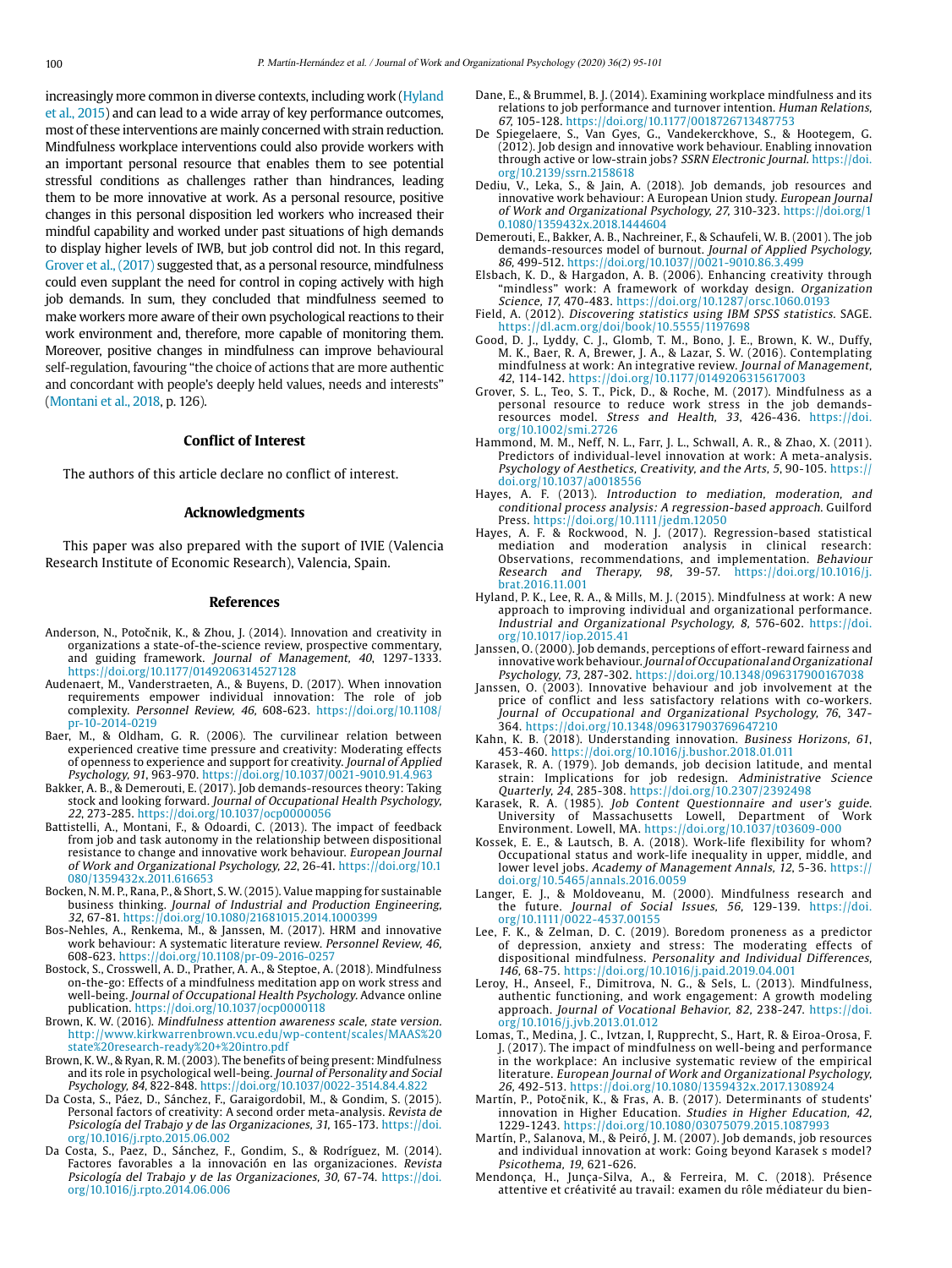increasingly more common in diverse contexts, including work (Hyland et al., 2015) and can lead to a wide array of key performance outcomes, most of these interventions are mainly concerned with strain reduction. Mindfulness workplace interventions could also provide workers with an important personal resource that enables them to see potential stressful conditions as challenges rather than hindrances, leading them to be more innovative at work. As a personal resource, positive changes in this personal disposition led workers who increased their mindful capability and worked under past situations of high demands to display higher levels of IWB, but job control did not. In this regard, Grover et al., (2017) suggested that, as a personal resource, mindfulness could even supplant the need for control in coping actively with high job demands. In sum, they concluded that mindfulness seemed to make workers more aware of their own psychological reactions to their work environment and, therefore, more capable of monitoring them. Moreover, positive changes in mindfulness can improve behavioural self-regulation, favouring "the choice of actions that are more authentic and concordant with people's deeply held values, needs and interests" (Montani et al., 2018, p. 126).

## Conflict of Interest

The authors of this article declare no conflict of interest.

## Acknowledgments

This paper was also prepared with the suport of IVIE (Valencia Research Institute of Economic Research), Valencia, Spain.

## References

Anderson, N., Potočnik, K., & Zhou, J. (2014). Innovation and creativity in organizations a state-of-the-science review, prospective commentary, and guiding framework. *Journal of Management, 40*, 1297-1333. https://doi.org/10.1177/0149206314527128

Audenaert, M., Vanderstraeten, A., & Buyens, D. (2017). When innovation requirements empower individual innovation: The role of job complexity. *Personnel Review, 46,* 608-623. https://doi.org/10.1108/pr-10-2014-0219

Baer, M., & Oldham, G. R. (2006). The curvilinear relation between experienced creative time pressure and creativity: Moderating effects of openness to experience and support for creativity. *Journal of Applied Psychology, 91*, 963-970. https://doi.org/10.1037/0021-9010.91.4.963

Bakker, A. B., & Demerouti, E. (2017). Job demands-resources theory: Taking stock and looking forward. *Journal of Occupational Health Psychology, 22*, 273-285. https://doi.org/10.1037/ocp0000056

Battistelli, A., Montani, F., & Odoardi, C. (2013). The impact of feedback from job and task autonomy in the relationship between dispositional resistance to change and innovative work behaviour. *European Journal of Work and Organizational Psychology, 22*, 26-41. https://doi.org/10.1080/1359432x.2011.616653

Bocken, N. M. P., Rana, P., & Short, S. W. (2015). Value mapping for sustainable business thinking. *Journal of Industrial and Production Engineering, 32*, 67-81. https://doi.org/10.1080/21681015.2014.1000399

Bos-Nehles, A., Renkema, M., & Janssen, M. (2017). HRM and innovative work behaviour: A systematic literature review. *Personnel Review, 46*, 608-623. https://doi.org/10.1108/pr-09-2016-0257

Bostock, S., Crosswell, A. D., Prather, A. A., & Steptoe, A. (2018). Mindfulness on-the-go: Effects of a mindfulness meditation app on work stress and well-being. *Journal of Occupational Health Psychology*. Advance online publication. https://doi.org/10.1037/ocp0000118

Brown, K. W. (2016). *Mindfulness attention awareness scale, state version*. http://www.kirkwarrenbrown.vcu.edu/wp-content/scales/MAAS%20state%20research-ready%20+%20intro.pdf

Brown, K. W., & Ryan, R. M. (2003). The benefits of being present: Mindfulness and its role in psychological well-being. *Journal of Personality and Social Psychology, 84*, 822-848. https://doi.org/10.1037/0022-3514.84.4.822

Da Costa, S., Páez, D., Sánchez, F., Garaigordobil, M., & Gondim, S. (2015). Personal factors of creativity: A second order meta-analysis. *Revista de Psicología del Trabajo y de las Organizaciones, 31*, 165-173. https://doi.org/10.1016/j.rpto.2015.06.002

Da Costa, S., Paez, D., Sánchez, F., Gondim, S., & Rodríguez, M. (2014). Factores favorables a la innovación en las organizaciones. *Revista Psicología del Trabajo y de las Organizaciones, 30*, 67-74. https://doi.org/10.1016/j.rpto.2014.06.006

Dane, E., & Brummel, B. J. (2014). Examining workplace mindfulness and its relations to job performance and turnover intention. *Human Relations, 67,* 105-128. https://doi.org/10.1177/0018726713487753

De Spiegelaere, S., Van Gyes, G., Vandekerckhove, S., & Hootegem, G. (2012). Job design and innovative work behaviour. Enabling innovation through active or low-strain jobs? *SSRN Electronic Journal*. https://doi.org/10.2139/ssrn.2158618

Dediu, V., Leka, S., & Jain, A. (2018). Job demands, job resources and innovative work behaviour: A European Union study. *European Journal of Work and Organizational Psychology, 27,* 310-323. https://doi.org/10.1080/1359432x.2018.1444604

Demerouti, E., Bakker, A. B., Nachreiner, F., & Schaufeli, W. B. (2001). The job demands-resources model of burnout. *Journal of Applied Psychology, 86,* 499-512. https://doi.org/10.1037//0021-9010.86.3.499

Elsbach, K. D., & Hargadon, A. B. (2006). Enhancing creativity through "mindless" work: A framework of workday design. *Organization Science, 17,* 470-483. https://doi.org/10.1287/orsc.1060.0193

Field, A. (2012). *Discovering statistics using IBM SPSS statistics*. SAGE. https://dl.acm.org/doi/book/10.5555/1197698

Good, D. J., Lyddy, C. J., Glomb, T. M., Bono, J. E., Brown, K. W., Duffy, M. K., Baer, R. A, Brewer, J. A., & Lazar, S. W. (2016). Contemplating mindfulness at work: An integrative review. *Journal of Management, 42*, 114-142. https://doi.org/10.1177/0149206315617003

Grover, S. L., Teo, S. T., Pick, D., & Roche, M. (2017). Mindfulness as a personal resource to reduce work stress in the job demands-resources model. *Stress and Health, 33*, 426-436. https://doi.org/10.1002/smi.2726

Hammond, M. M., Neff, N. L., Farr, J. L., Schwall, A. R., & Zhao, X. (2011). Predictors of individual-level innovation at work: A meta-analysis. *Psychology of Aesthetics, Creativity, and the Arts, 5*, 90-105. https://doi.org/10.1037/a0018556

Hayes, A. F. (2013). *Introduction to mediation, moderation, and conditional process analysis: A regression-based approach*. Guilford Press. https://doi.org/10.1111/jedm.12050

Hayes, A. F. & Rockwood, N. J. (2017). Regression-based statistical mediation and moderation analysis in clinical research: Observations, recommendations, and implementation. *Behaviour Research and Therapy, 98*, 39-57. https://doi.org/10.1016/j.brat.2016.11.001

Hyland, P. K., Lee, R. A., & Mills, M. J. (2015). Mindfulness at work: A new approach to improving individual and organizational performance. *Industrial and Organizational Psychology, 8*, 576-602. https://doi.org/10.1017/iop.2015.41

Janssen, O. (2000). Job demands, perceptions of effort-reward fairness and innovative work behaviour. *Journal of Occupational and Organizational Psychology, 73*, 287-302. https://doi.org/10.1348/096317900167038

Janssen, O. (2003). Innovative behaviour and job involvement at the price of conflict and less satisfactory relations with co-workers. *Journal of Occupational and Organizational Psychology, 76*, 347-364. https://doi.org/10.1348/096317903769647210

Kahn, K. B. (2018). Understanding innovation. *Business Horizons, 61*, 453-460. https://doi.org/10.1016/j.bushor.2018.01.011

Karasek, R. A. (1979). Job demands, job decision latitude, and mental strain: Implications for job redesign. *Administrative Science Quarterly, 24*, 285-308. https://doi.org/10.2307/2392498

Karasek, R. A. (1985). *Job Content Questionnaire and user's guide*. University of Massachusetts Lowell, Department of Work Environment. Lowell, MA. https://doi.org/10.1037/t03609-000

Kossek, E. E., & Lautsch, B. A. (2018). Work-life flexibility for whom? Occupational status and work-life inequality in upper, middle, and lower level jobs. *Academy of Management Annals, 12*, 5-36. https://doi.org/10.5465/annals.2016.0059

Langer, E. J., & Moldoveanu, M. (2000). Mindfulness research and the future. *Journal of Social Issues, 56*, 129-139. https://doi.org/10.1111/0022-4537.00155

Lee, F. K., & Zelman, D. C. (2019). Boredom proneness as a predictor of depression, anxiety and stress: The moderating effects of dispositional mindfulness. *Personality and Individual Differences, 146*, 68-75. https://doi.org/10.1016/j.paid.2019.04.001

Leroy, H., Anseel, F., Dimitrova, N. G., & Sels, L. (2013). Mindfulness, authentic functioning, and work engagement: A growth modeling approach. *Journal of Vocational Behavior, 82*, 238-247. https://doi.org/10.1016/j.jvb.2013.01.012

Lomas, T., Medina, J. C., Ivtzan, I, Rupprecht, S., Hart, R. & Eiroa-Orosa, F. J. (2017). The impact of mindfulness on well-being and performance in the workplace: An inclusive systematic review of the empirical literature. *European Journal of Work and Organizational Psychology, 26*, 492-513. https://doi.org/10.1080/1359432x.2017.1308924

Martín, P., Potočnik, K., & Fras, A. B. (2017). Determinants of students' innovation in Higher Education. *Studies in Higher Education, 42*, 1229-1243. https://doi.org/10.1080/03075079.2015.1087993

Martín, P., Salanova, M., & Peiró, J. M. (2007). Job demands, job resources and individual innovation at work: Going beyond Karasek s model? *Psicothema, 19*, 621-626.

Mendonça, H., Junça-Silva, A., & Ferreira, M. C. (2018). Présence attentive et créativité au travail: examen du rôle médiateur du bien-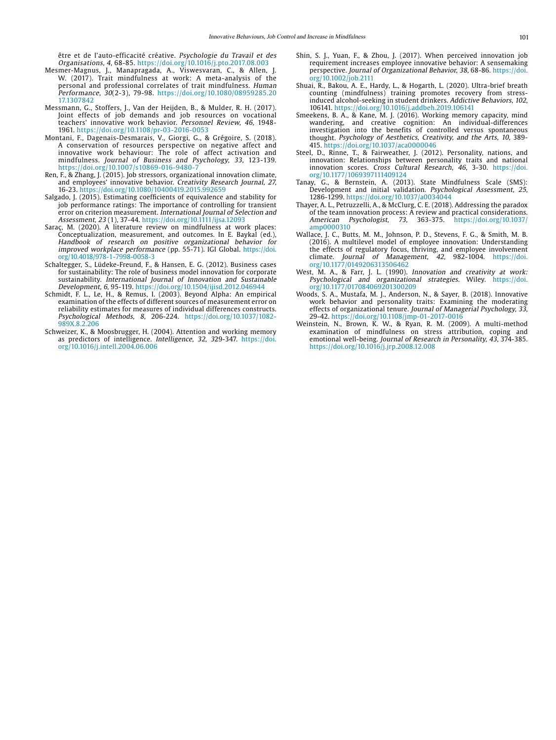être et de l'auto-efficacité créative. *Psychologie du Travail et des Organisations, 4*, 68-85. https://doi.org/10.1016/j.pto.2017.08.003

Mesmer-Magnus, J., Manapragada, A., Viswesvaran, C., & Allen, J. W. (2017). Trait mindfulness at work: A meta-analysis of the personal and professional correlates of trait mindfulness. *Human Performance, 30*(2-3), 79-98. https://doi.org/10.1080/08959285.2017.1307842

Messmann, G., Stoffers, J., Van der Heijden, B., & Mulder, R. H. (2017). Joint effects of job demands and job resources on vocational teachers' innovative work behavior. *Personnel Review, 46*, 1948-1961. https://doi.org/10.1108/pr-03-2016-0053

Montani, F., Dagenais-Desmarais, V., Giorgi, G., & Grégoire, S. (2018). A conservation of resources perspective on negative affect and innovative work behaviour: The role of affect activation and mindfulness. *Journal of Business and Psychology, 33*, 123-139. https://doi.org/10.1007/s10869-016-9480-7

Ren, F., & Zhang, J. (2015). Job stressors, organizational innovation climate, and employees' innovative behavior. *Creativity Research Journal, 27*, 16-23. https://doi.org/10.1080/10400419.2015.992659

Salgado, J. (2015). Estimating coefficients of equivalence and stability for job performance ratings: The importance of controlling for transient error on criterion measurement. *International Journal of Selection and Assessment, 23* (1), 37-44. https://doi.org/10.1111/ijsa.12093

Saraç, M. (2020). A literature review on mindfulness at work places: Conceptualization, measurement, and outcomes. In E. Baykal (ed.), *Handbook of research on positive organizational behavior for improved workplace performance* (pp. 55-71). IGI Global. https://doi.org/10.4018/978-1-7998-0058-3

Schaltegger, S., Lüdeke-Freund, F., & Hansen, E. G. (2012). Business cases for sustainability: The role of business model innovation for corporate sustainability. *International Journal of Innovation and Sustainable Development, 6*, 95-119. https://doi.org/10.1504/ijisd.2012.046944

Schmidt, F. L., Le, H., & Remus, I. (2003). Beyond Alpha: An empirical examination of the effects of different sources of measurement error on reliability estimates for measures of individual differences constructs. *Psychological Methods, 8*, 206-224. https://doi.org/10.1037/1082-989X.8.2.206

Schweizer, K., & Moosbrugger, H. (2004). Attention and working memory as predictors of intelligence. *Intelligence, 32*, 329-347. https://doi.org/10.1016/j.intell.2004.06.006

Shin, S. J., Yuan, F., & Zhou, J. (2017). When perceived innovation job requirement increases employee innovative behavior: A sensemaking perspective. *Journal of Organizational Behavior, 38*, 68-86. https://doi.org/10.1002/job.2111

Shuai, R., Bakou, A. E., Hardy, L., & Hogarth, L. (2020). Ultra-brief breath counting (mindfulness) training promotes recovery from stress-induced alcohol-seeking in student drinkers. *Addictive Behaviors, 102*, 106141. https://doi.org/10.1016/j.addbeh.2019.106141

Smeekens, B. A., & Kane, M. J. (2016). Working memory capacity, mind wandering, and creative cognition: An individual-differences investigation into the benefits of controlled versus spontaneous thought. *Psychology of Aesthetics, Creativity, and the Arts, 10*, 389-415. https://doi.org/10.1037/aca0000046

Steel, D., Rinne, T., & Fairweather, J. (2012). Personality, nations, and innovation: Relationships between personality traits and national innovation scores. *Cross Cultural Research, 46*, 3-30. https://doi.org/10.1177/1069397111409124

Tanay, G., & Bernstein, A. (2013). State Mindfulness Scale (SMS): Development and initial validation. *Psychological Assessment, 25*, 1286-1299. https://doi.org/10.1037/a0034044

Thayer, A. L., Petruzzelli, A., & McClurg, C. E. (2018). Addressing the paradox of the team innovation process: A review and practical considerations. *American Psychologist, 73*, 363-375. https://doi.org/10.1037/amp0000310

Wallace, J. C., Butts, M. M., Johnson, P. D., Stevens, F. G., & Smith, M. B. (2016). A multilevel model of employee innovation: Understanding the effects of regulatory focus, thriving, and employee involvement climate. *Journal of Management, 42*, 982-1004. https://doi.org/10.1177/0149206313506462

West, M. A., & Farr, J. L. (1990). *Innovation and creativity at work: Psychological and organizational strategies*. Wiley. https://doi.org/10.1177/017084069201300209

Woods, S. A., Mustafa, M. J., Anderson, N., & Sayer, B. (2018). Innovative work behavior and personality traits: Examining the moderating effects of organizational tenure. *Journal of Managerial Psychology, 33*, 29-42. https://doi.org/10.1108/jmp-01-2017-0016

Weinstein, N., Brown, K. W., & Ryan, R. M. (2009). A multi-method examination of mindfulness on stress attribution, coping and emotional well-being. *Journal of Research in Personality, 43*, 374-385. https://doi.org/10.1016/j.jrp.2008.12.008